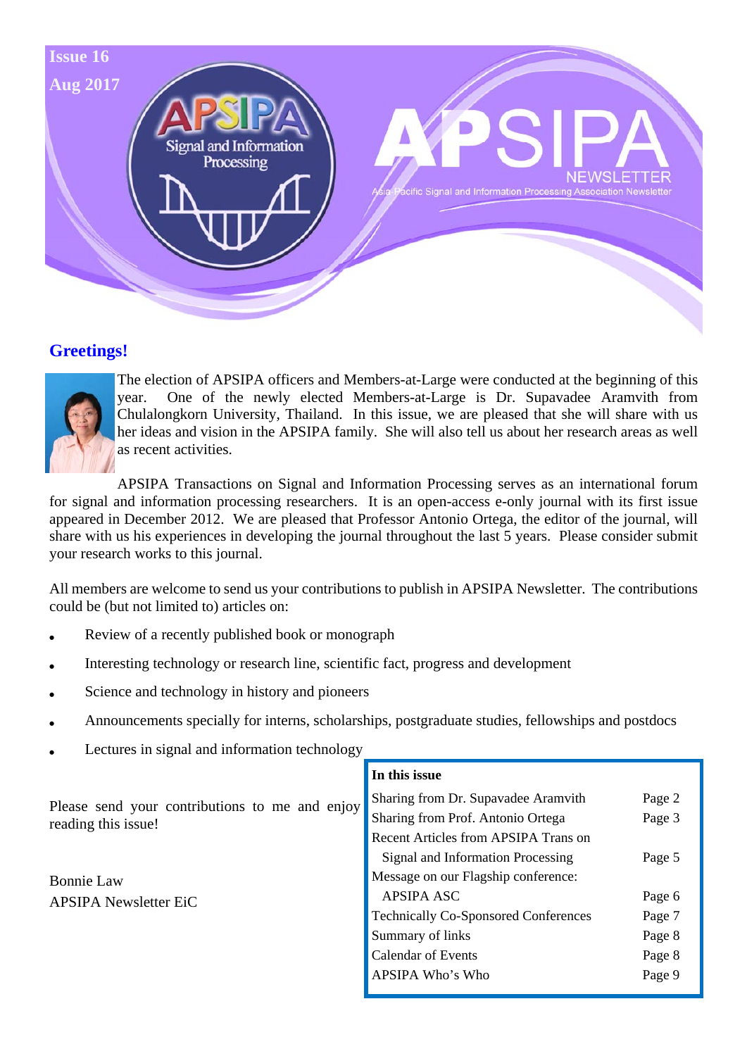Issue 16

Aug 2017

# APSIPA NEWSLETTER

Asia-Pacific Signal and Information Processing Association Newsletter

## Greetings!

The election of APSIPA officers and Members-at-Large were conducted at the beginning of this year. One of the newly elected Members-at-Large is Dr. Supavadee Aramvith from Chulalongkorn University, Thailand. In this issue, we are pleased that she will share with us her ideas and vision in the APSIPA family. She will also tell us about her research areas as well as recent activities.

APSIPA Transactions on Signal and Information Processing serves as an international forum for signal and information processing researchers. It is an open-access e-only journal with its first issue appeared in December 2012. We are pleased that Professor Antonio Ortega, the editor of the journal, will share with us his experiences in developing the journal throughout the last 5 years. Please consider submit your research works to this journal.

All members are welcome to send us your contributions to publish in APSIPA Newsletter. The contributions could be (but not limited to) articles on:

- Review of a recently published book or monograph
- Interesting technology or research line, scientific fact, progress and development
- Science and technology in history and pioneers
- Announcements specially for interns, scholarships, postgraduate studies, fellowships and postdocs
- Lectures in signal and information technology

Please send your contributions to me and enjoy reading this issue!

Bonnie Law
APSIPA Newsletter EiC

**In this issue**

| | |
|---|---|
| Sharing from Dr. Supavadee Aramvith | Page 2 |
| Sharing from Prof. Antonio Ortega | Page 3 |
| Recent Articles from APSIPA Trans on Signal and Information Processing | Page 5 |
| Message on our Flagship conference: APSIPA ASC | Page 6 |
| Technically Co-Sponsored Conferences | Page 7 |
| Summary of links | Page 8 |
| Calendar of Events | Page 8 |
| APSIPA Who's Who | Page 9 |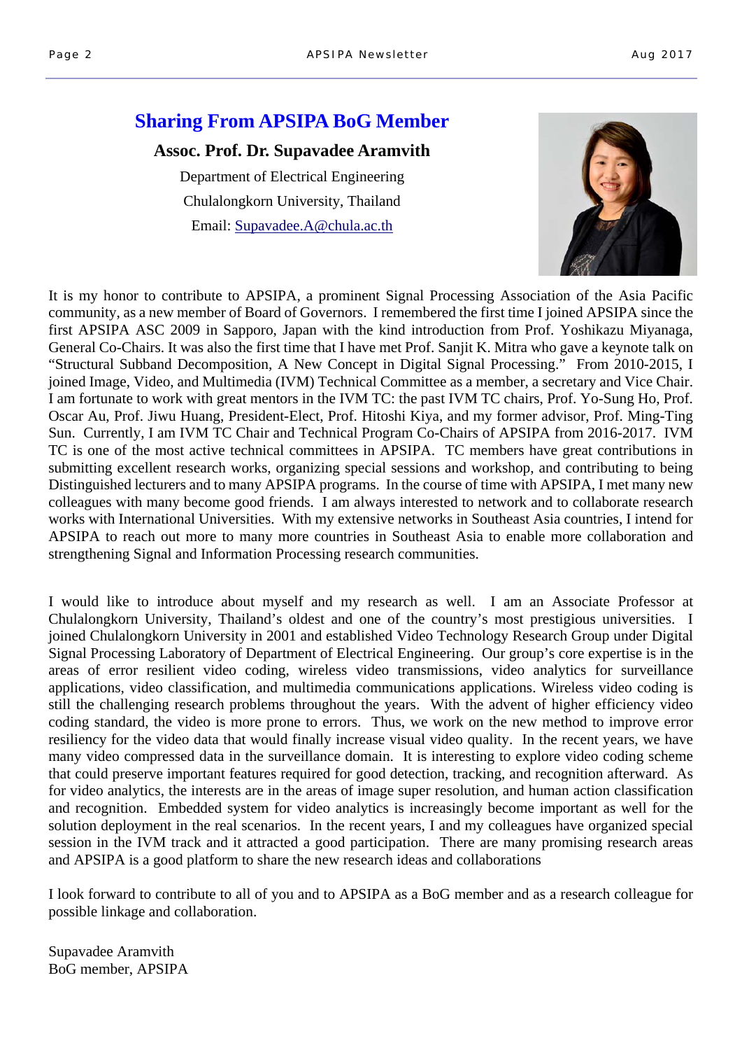## Sharing From APSIPA BoG Member

**Assoc. Prof. Dr. Supavadee Aramvith**

Department of Electrical Engineering

Chulalongkorn University, Thailand

Email: Supavadee.A@chula.ac.th

It is my honor to contribute to APSIPA, a prominent Signal Processing Association of the Asia Pacific community, as a new member of Board of Governors. I remembered the first time I joined APSIPA since the first APSIPA ASC 2009 in Sapporo, Japan with the kind introduction from Prof. Yoshikazu Miyanaga, General Co-Chairs. It was also the first time that I have met Prof. Sanjit K. Mitra who gave a keynote talk on "Structural Subband Decomposition, A New Concept in Digital Signal Processing." From 2010-2015, I joined Image, Video, and Multimedia (IVM) Technical Committee as a member, a secretary and Vice Chair. I am fortunate to work with great mentors in the IVM TC: the past IVM TC chairs, Prof. Yo-Sung Ho, Prof. Oscar Au, Prof. Jiwu Huang, President-Elect, Prof. Hitoshi Kiya, and my former advisor, Prof. Ming-Ting Sun. Currently, I am IVM TC Chair and Technical Program Co-Chairs of APSIPA from 2016-2017. IVM TC is one of the most active technical committees in APSIPA. TC members have great contributions in submitting excellent research works, organizing special sessions and workshop, and contributing to being Distinguished lecturers and to many APSIPA programs. In the course of time with APSIPA, I met many new colleagues with many become good friends. I am always interested to network and to collaborate research works with International Universities. With my extensive networks in Southeast Asia countries, I intend for APSIPA to reach out more to many more countries in Southeast Asia to enable more collaboration and strengthening Signal and Information Processing research communities.

I would like to introduce about myself and my research as well. I am an Associate Professor at Chulalongkorn University, Thailand's oldest and one of the country's most prestigious universities. I joined Chulalongkorn University in 2001 and established Video Technology Research Group under Digital Signal Processing Laboratory of Department of Electrical Engineering. Our group's core expertise is in the areas of error resilient video coding, wireless video transmissions, video analytics for surveillance applications, video classification, and multimedia communications applications. Wireless video coding is still the challenging research problems throughout the years. With the advent of higher efficiency video coding standard, the video is more prone to errors. Thus, we work on the new method to improve error resiliency for the video data that would finally increase visual video quality. In the recent years, we have many video compressed data in the surveillance domain. It is interesting to explore video coding scheme that could preserve important features required for good detection, tracking, and recognition afterward. As for video analytics, the interests are in the areas of image super resolution, and human action classification and recognition. Embedded system for video analytics is increasingly become important as well for the solution deployment in the real scenarios. In the recent years, I and my colleagues have organized special session in the IVM track and it attracted a good participation. There are many promising research areas and APSIPA is a good platform to share the new research ideas and collaborations

I look forward to contribute to all of you and to APSIPA as a BoG member and as a research colleague for possible linkage and collaboration.

Supavadee Aramvith  
BoG member, APSIPA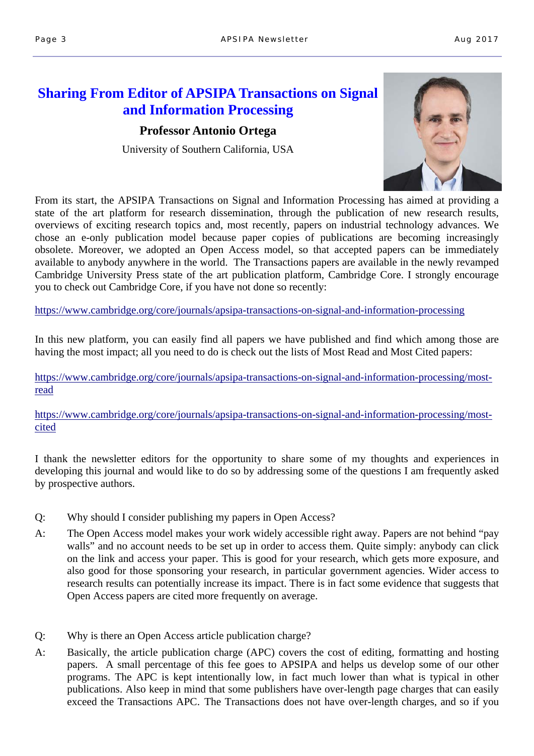## Sharing From Editor of APSIPA Transactions on Signal and Information Processing

**Professor Antonio Ortega**

University of Southern California, USA

From its start, the APSIPA Transactions on Signal and Information Processing has aimed at providing a state of the art platform for research dissemination, through the publication of new research results, overviews of exciting research topics and, most recently, papers on industrial technology advances. We chose an e-only publication model because paper copies of publications are becoming increasingly obsolete. Moreover, we adopted an Open Access model, so that accepted papers can be immediately available to anybody anywhere in the world. The Transactions papers are available in the newly revamped Cambridge University Press state of the art publication platform, Cambridge Core. I strongly encourage you to check out Cambridge Core, if you have not done so recently:

https://www.cambridge.org/core/journals/apsipa-transactions-on-signal-and-information-processing

In this new platform, you can easily find all papers we have published and find which among those are having the most impact; all you need to do is check out the lists of Most Read and Most Cited papers:

https://www.cambridge.org/core/journals/apsipa-transactions-on-signal-and-information-processing/most-read

https://www.cambridge.org/core/journals/apsipa-transactions-on-signal-and-information-processing/most-cited

I thank the newsletter editors for the opportunity to share some of my thoughts and experiences in developing this journal and would like to do so by addressing some of the questions I am frequently asked by prospective authors.

Q: Why should I consider publishing my papers in Open Access?

A: The Open Access model makes your work widely accessible right away. Papers are not behind "pay walls" and no account needs to be set up in order to access them. Quite simply: anybody can click on the link and access your paper. This is good for your research, which gets more exposure, and also good for those sponsoring your research, in particular government agencies. Wider access to research results can potentially increase its impact. There is in fact some evidence that suggests that Open Access papers are cited more frequently on average.

Q: Why is there an Open Access article publication charge?

A: Basically, the article publication charge (APC) covers the cost of editing, formatting and hosting papers. A small percentage of this fee goes to APSIPA and helps us develop some of our other programs. The APC is kept intentionally low, in fact much lower than what is typical in other publications. Also keep in mind that some publishers have over-length page charges that can easily exceed the Transactions APC. The Transactions does not have over-length charges, and so if you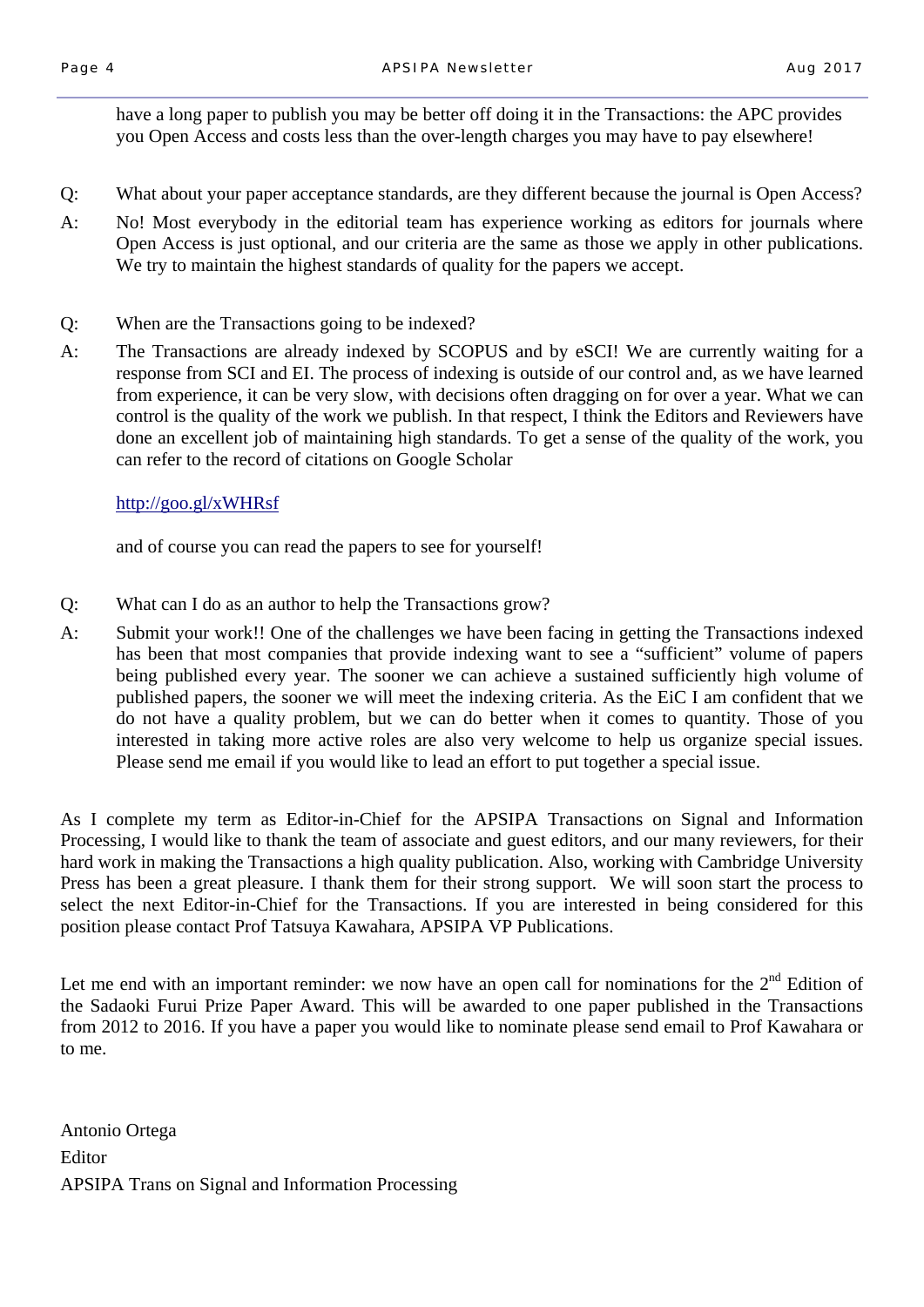have a long paper to publish you may be better off doing it in the Transactions: the APC provides you Open Access and costs less than the over-length charges you may have to pay elsewhere!

Q: What about your paper acceptance standards, are they different because the journal is Open Access?

A: No! Most everybody in the editorial team has experience working as editors for journals where Open Access is just optional, and our criteria are the same as those we apply in other publications. We try to maintain the highest standards of quality for the papers we accept.

Q: When are the Transactions going to be indexed?

A: The Transactions are already indexed by SCOPUS and by eSCI! We are currently waiting for a response from SCI and EI. The process of indexing is outside of our control and, as we have learned from experience, it can be very slow, with decisions often dragging on for over a year. What we can control is the quality of the work we publish. In that respect, I think the Editors and Reviewers have done an excellent job of maintaining high standards. To get a sense of the quality of the work, you can refer to the record of citations on Google Scholar

http://goo.gl/xWHRsf

and of course you can read the papers to see for yourself!

Q: What can I do as an author to help the Transactions grow?

A: Submit your work!! One of the challenges we have been facing in getting the Transactions indexed has been that most companies that provide indexing want to see a "sufficient" volume of papers being published every year. The sooner we can achieve a sustained sufficiently high volume of published papers, the sooner we will meet the indexing criteria. As the EiC I am confident that we do not have a quality problem, but we can do better when it comes to quantity. Those of you interested in taking more active roles are also very welcome to help us organize special issues. Please send me email if you would like to lead an effort to put together a special issue.

As I complete my term as Editor-in-Chief for the APSIPA Transactions on Signal and Information Processing, I would like to thank the team of associate and guest editors, and our many reviewers, for their hard work in making the Transactions a high quality publication. Also, working with Cambridge University Press has been a great pleasure. I thank them for their strong support. We will soon start the process to select the next Editor-in-Chief for the Transactions. If you are interested in being considered for this position please contact Prof Tatsuya Kawahara, APSIPA VP Publications.

Let me end with an important reminder: we now have an open call for nominations for the 2nd Edition of the Sadaoki Furui Prize Paper Award. This will be awarded to one paper published in the Transactions from 2012 to 2016. If you have a paper you would like to nominate please send email to Prof Kawahara or to me.

Antonio Ortega

Editor

APSIPA Trans on Signal and Information Processing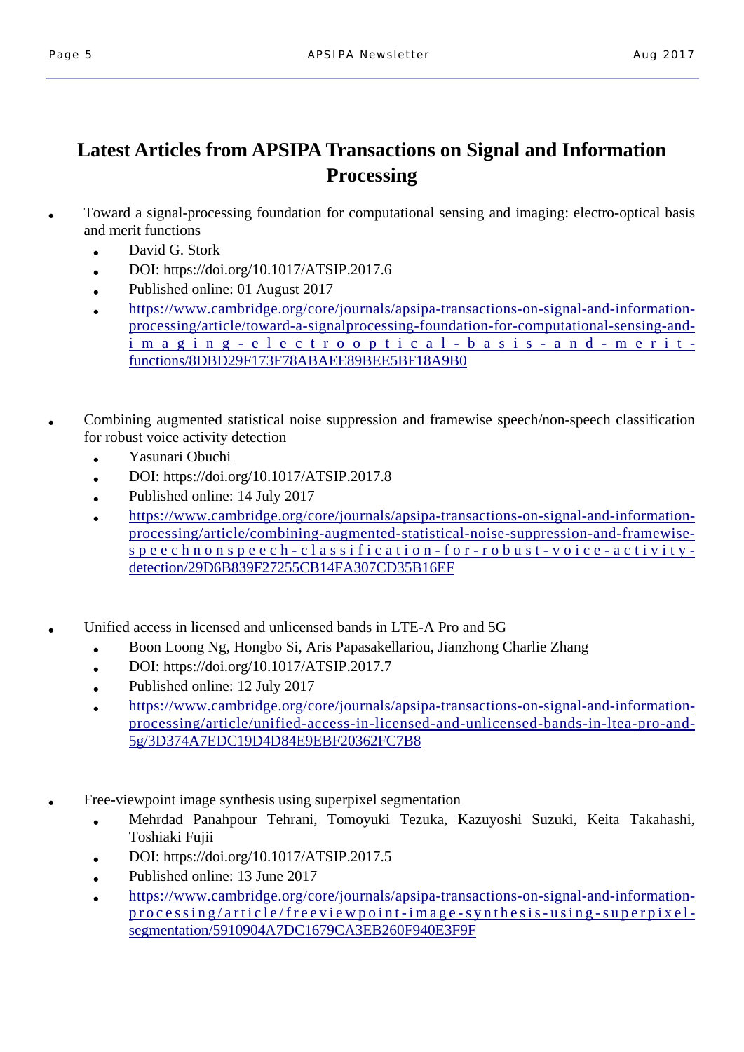# Latest Articles from APSIPA Transactions on Signal and Information Processing

- Toward a signal-processing foundation for computational sensing and imaging: electro-optical basis and merit functions
  - David G. Stork
  - DOI: https://doi.org/10.1017/ATSIP.2017.6
  - Published online: 01 August 2017
  - https://www.cambridge.org/core/journals/apsipa-transactions-on-signal-and-information-processing/article/toward-a-signalprocessing-foundation-for-computational-sensing-and-imaging-electrooptical-basis-and-merit-functions/8DBD29F173F78ABAEE89BEE5BF18A9B0

- Combining augmented statistical noise suppression and framewise speech/non-speech classification for robust voice activity detection
  - Yasunari Obuchi
  - DOI: https://doi.org/10.1017/ATSIP.2017.8
  - Published online: 14 July 2017
  - https://www.cambridge.org/core/journals/apsipa-transactions-on-signal-and-information-processing/article/combining-augmented-statistical-noise-suppression-and-framewise-speechnonspeech-classification-for-robust-voice-activity-detection/29D6B839F27255CB14FA307CD35B16EF

- Unified access in licensed and unlicensed bands in LTE-A Pro and 5G
  - Boon Loong Ng, Hongbo Si, Aris Papasakellariou, Jianzhong Charlie Zhang
  - DOI: https://doi.org/10.1017/ATSIP.2017.7
  - Published online: 12 July 2017
  - https://www.cambridge.org/core/journals/apsipa-transactions-on-signal-and-information-processing/article/unified-access-in-licensed-and-unlicensed-bands-in-ltea-pro-and-5g/3D374A7EDC19D4D84E9EBF20362FC7B8

- Free-viewpoint image synthesis using superpixel segmentation
  - Mehrdad Panahpour Tehrani, Tomoyuki Tezuka, Kazuyoshi Suzuki, Keita Takahashi, Toshiaki Fujii
  - DOI: https://doi.org/10.1017/ATSIP.2017.5
  - Published online: 13 June 2017
  - https://www.cambridge.org/core/journals/apsipa-transactions-on-signal-and-information-processing/article/freeviewpoint-image-synthesis-using-superpixel-segmentation/5910904A7DC1679CA3EB260F940E3F9F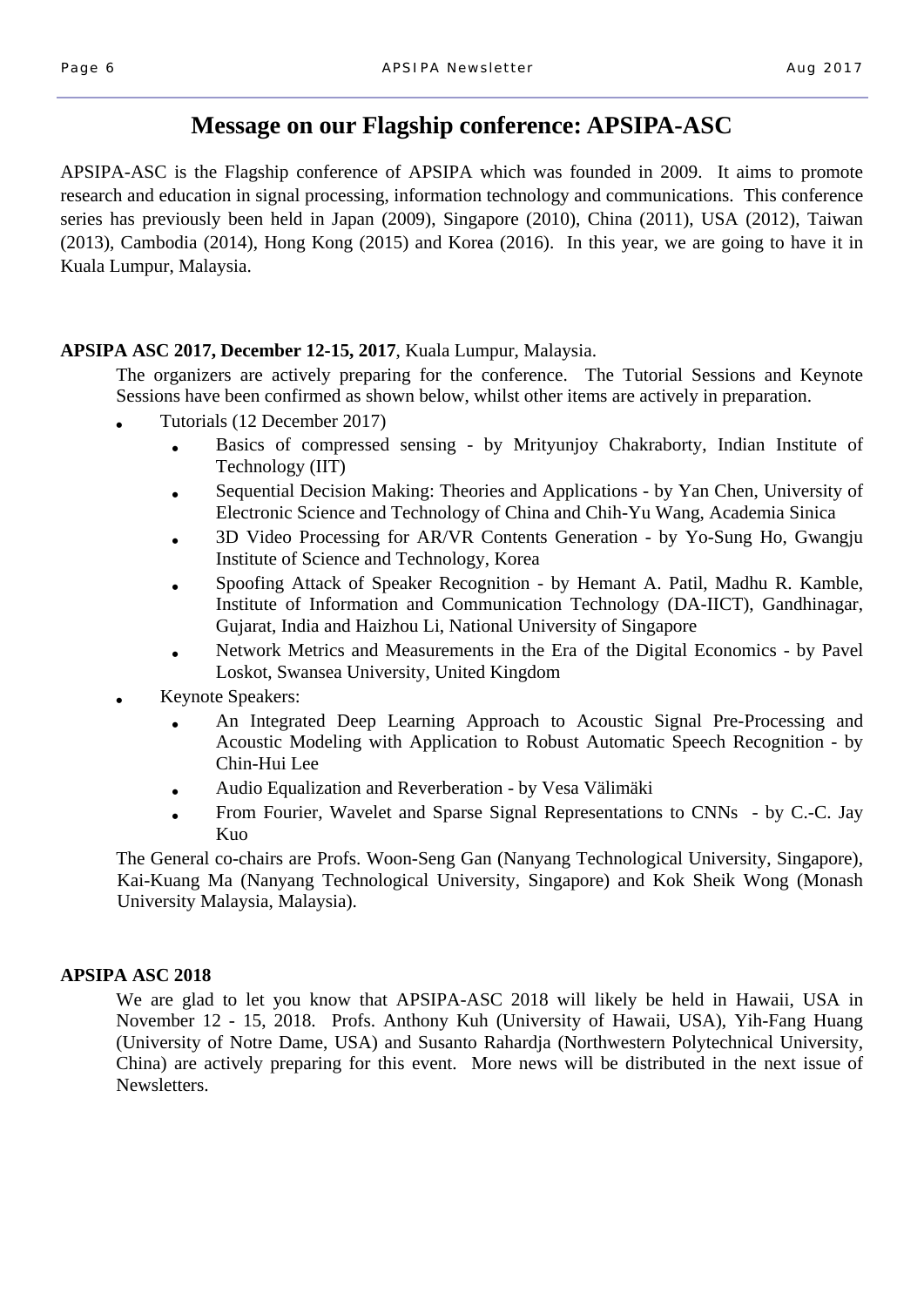# Message on our Flagship conference: APSIPA-ASC

APSIPA-ASC is the Flagship conference of APSIPA which was founded in 2009. It aims to promote research and education in signal processing, information technology and communications. This conference series has previously been held in Japan (2009), Singapore (2010), China (2011), USA (2012), Taiwan (2013), Cambodia (2014), Hong Kong (2015) and Korea (2016). In this year, we are going to have it in Kuala Lumpur, Malaysia.

**APSIPA ASC 2017, December 12-15, 2017**, Kuala Lumpur, Malaysia.

The organizers are actively preparing for the conference. The Tutorial Sessions and Keynote Sessions have been confirmed as shown below, whilst other items are actively in preparation.

- Tutorials (12 December 2017)
  - Basics of compressed sensing - by Mrityunjoy Chakraborty, Indian Institute of Technology (IIT)
  - Sequential Decision Making: Theories and Applications - by Yan Chen, University of Electronic Science and Technology of China and Chih-Yu Wang, Academia Sinica
  - 3D Video Processing for AR/VR Contents Generation - by Yo-Sung Ho, Gwangju Institute of Science and Technology, Korea
  - Spoofing Attack of Speaker Recognition - by Hemant A. Patil, Madhu R. Kamble, Institute of Information and Communication Technology (DA-IICT), Gandhinagar, Gujarat, India and Haizhou Li, National University of Singapore
  - Network Metrics and Measurements in the Era of the Digital Economics - by Pavel Loskot, Swansea University, United Kingdom
- Keynote Speakers:
  - An Integrated Deep Learning Approach to Acoustic Signal Pre-Processing and Acoustic Modeling with Application to Robust Automatic Speech Recognition - by Chin-Hui Lee
  - Audio Equalization and Reverberation - by Vesa Välimäki
  - From Fourier, Wavelet and Sparse Signal Representations to CNNs - by C.-C. Jay Kuo

The General co-chairs are Profs. Woon-Seng Gan (Nanyang Technological University, Singapore), Kai-Kuang Ma (Nanyang Technological University, Singapore) and Kok Sheik Wong (Monash University Malaysia, Malaysia).

**APSIPA ASC 2018**

We are glad to let you know that APSIPA-ASC 2018 will likely be held in Hawaii, USA in November 12 - 15, 2018. Profs. Anthony Kuh (University of Hawaii, USA), Yih-Fang Huang (University of Notre Dame, USA) and Susanto Rahardja (Northwestern Polytechnical University, China) are actively preparing for this event. More news will be distributed in the next issue of Newsletters.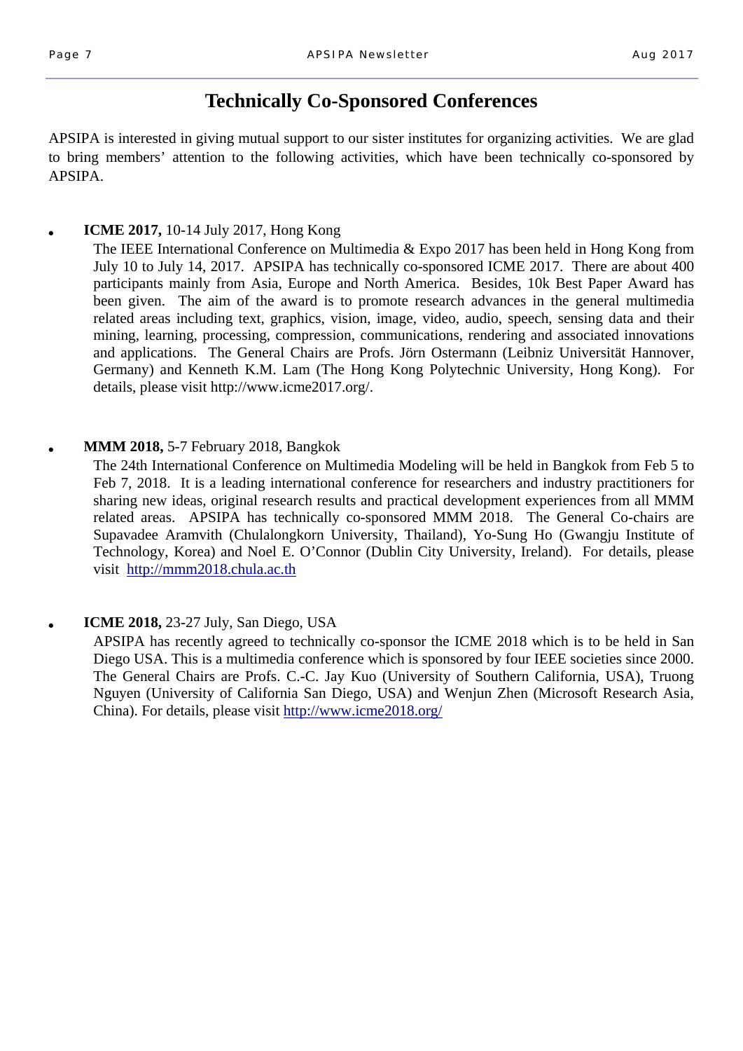# Technically Co-Sponsored Conferences

APSIPA is interested in giving mutual support to our sister institutes for organizing activities. We are glad to bring members' attention to the following activities, which have been technically co-sponsored by APSIPA.

- **ICME 2017,** 10-14 July 2017, Hong Kong

  The IEEE International Conference on Multimedia & Expo 2017 has been held in Hong Kong from July 10 to July 14, 2017. APSIPA has technically co-sponsored ICME 2017. There are about 400 participants mainly from Asia, Europe and North America. Besides, 10k Best Paper Award has been given. The aim of the award is to promote research advances in the general multimedia related areas including text, graphics, vision, image, video, audio, speech, sensing data and their mining, learning, processing, compression, communications, rendering and associated innovations and applications. The General Chairs are Profs. Jörn Ostermann (Leibniz Universität Hannover, Germany) and Kenneth K.M. Lam (The Hong Kong Polytechnic University, Hong Kong). For details, please visit http://www.icme2017.org/.

- **MMM 2018,** 5-7 February 2018, Bangkok

  The 24th International Conference on Multimedia Modeling will be held in Bangkok from Feb 5 to Feb 7, 2018. It is a leading international conference for researchers and industry practitioners for sharing new ideas, original research results and practical development experiences from all MMM related areas. APSIPA has technically co-sponsored MMM 2018. The General Co-chairs are Supavadee Aramvith (Chulalongkorn University, Thailand), Yo-Sung Ho (Gwangju Institute of Technology, Korea) and Noel E. O'Connor (Dublin City University, Ireland). For details, please visit http://mmm2018.chula.ac.th

- **ICME 2018,** 23-27 July, San Diego, USA

  APSIPA has recently agreed to technically co-sponsor the ICME 2018 which is to be held in San Diego USA. This is a multimedia conference which is sponsored by four IEEE societies since 2000. The General Chairs are Profs. C.-C. Jay Kuo (University of Southern California, USA), Truong Nguyen (University of California San Diego, USA) and Wenjun Zhen (Microsoft Research Asia, China). For details, please visit http://www.icme2018.org/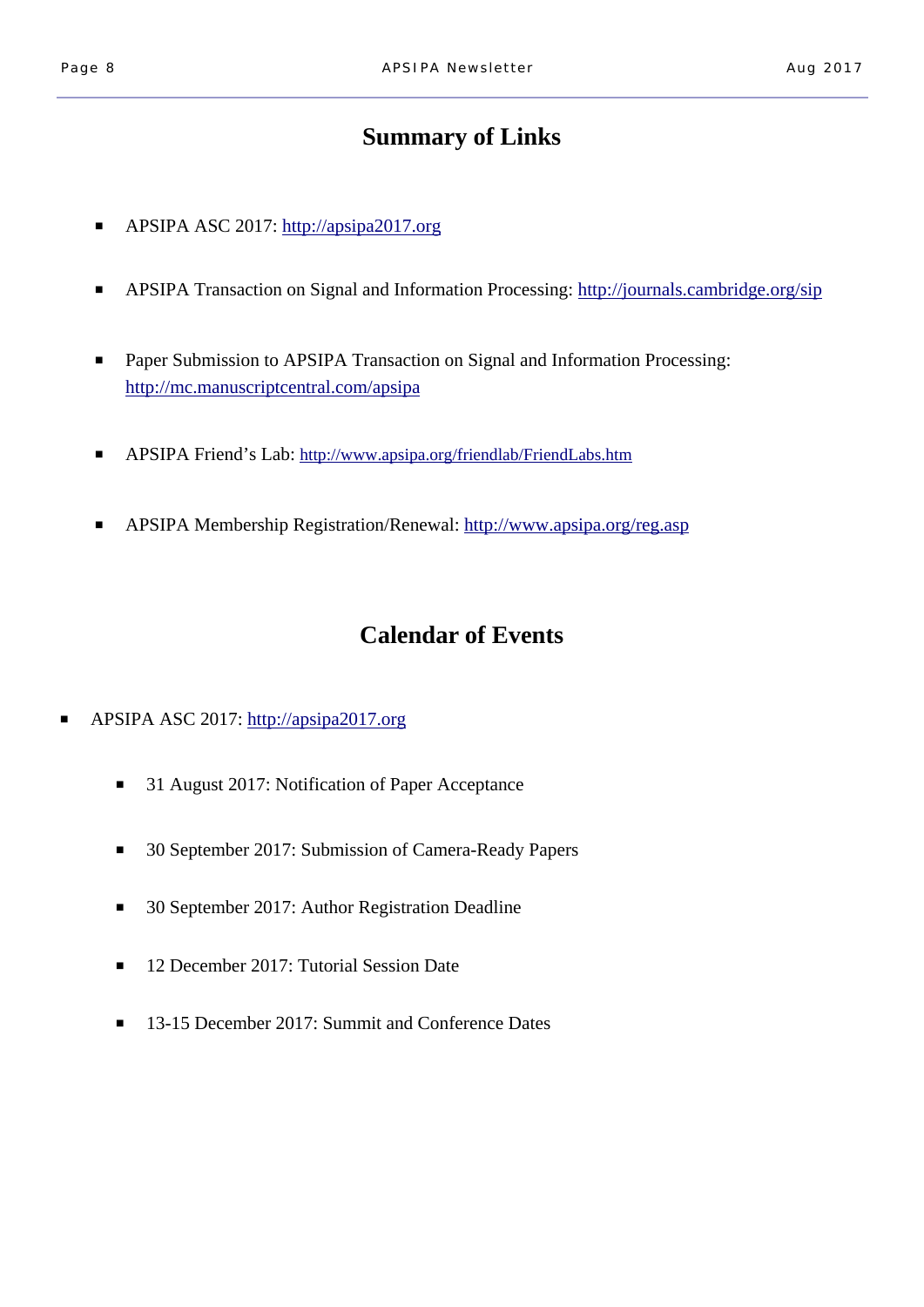## Summary of Links

- APSIPA ASC 2017: http://apsipa2017.org
- APSIPA Transaction on Signal and Information Processing: http://journals.cambridge.org/sip
- Paper Submission to APSIPA Transaction on Signal and Information Processing: http://mc.manuscriptcentral.com/apsipa
- APSIPA Friend's Lab: http://www.apsipa.org/friendlab/FriendLabs.htm
- APSIPA Membership Registration/Renewal: http://www.apsipa.org/reg.asp

## Calendar of Events

- APSIPA ASC 2017: http://apsipa2017.org
  - 31 August 2017: Notification of Paper Acceptance
  - 30 September 2017: Submission of Camera-Ready Papers
  - 30 September 2017: Author Registration Deadline
  - 12 December 2017: Tutorial Session Date
  - 13-15 December 2017: Summit and Conference Dates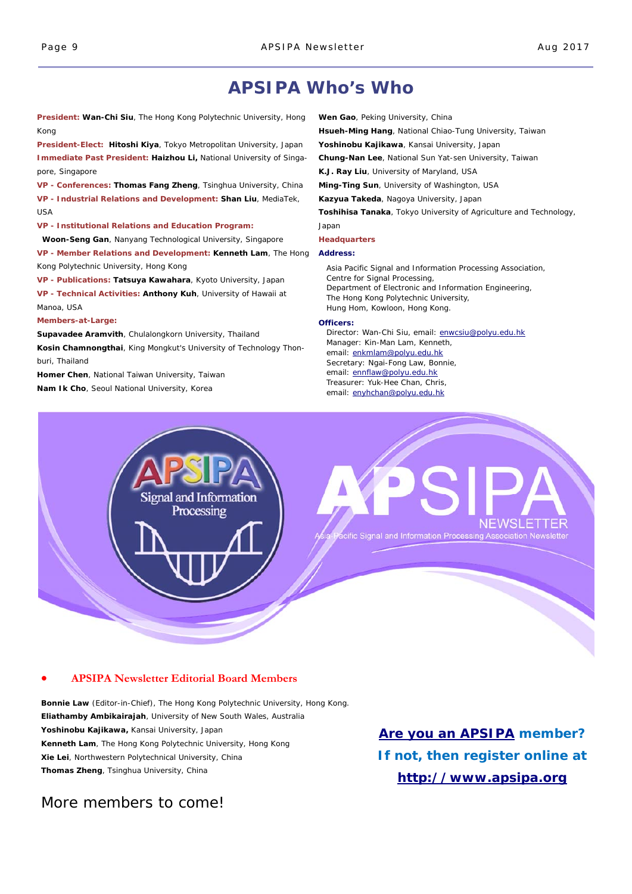# APSIPA Who's Who

**President: Wan-Chi Siu**, The Hong Kong Polytechnic University, Hong Kong

**President-Elect: Hitoshi Kiya**, Tokyo Metropolitan University, Japan

**Immediate Past President: Haizhou Li,** National University of Singapore, Singapore

**VP - Conferences: Thomas Fang Zheng**, Tsinghua University, China

**VP - Industrial Relations and Development: Shan Liu**, MediaTek, USA

**VP - Institutional Relations and Education Program:**
**Woon-Seng Gan**, Nanyang Technological University, Singapore

**VP - Member Relations and Development: Kenneth Lam**, The Hong Kong Polytechnic University, Hong Kong

**VP - Publications: Tatsuya Kawahara**, Kyoto University, Japan

**VP - Technical Activities: Anthony Kuh**, University of Hawaii at Manoa, USA

**Members-at-Large:**

**Supavadee Aramvith**, Chulalongkorn University, Thailand

**Kosin Chamnongthai**, King Mongkut's University of Technology Thonburi, Thailand

**Homer Chen**, National Taiwan University, Taiwan

**Nam Ik Cho**, Seoul National University, Korea

**Wen Gao**, Peking University, China

**Hsueh-Ming Hang**, National Chiao-Tung University, Taiwan

**Yoshinobu Kajikawa**, Kansai University, Japan

**Chung-Nan Lee**, National Sun Yat-sen University, Taiwan

**K.J. Ray Liu**, University of Maryland, USA

**Ming-Ting Sun**, University of Washington, USA

**Kazyua Takeda**, Nagoya University, Japan

**Toshihisa Tanaka**, Tokyo University of Agriculture and Technology, Japan

**Headquarters**

**Address:**

Asia Pacific Signal and Information Processing Association,
Centre for Signal Processing,
Department of Electronic and Information Engineering,
The Hong Kong Polytechnic University,
Hung Hom, Kowloon, Hong Kong.

**Officers:**

Director: Wan-Chi Siu, email: enwcsiu@polyu.edu.hk
Manager: Kin-Man Lam, Kenneth,
email: enkmlam@polyu.edu.hk
Secretary: Ngai-Fong Law, Bonnie,
email: ennflaw@polyu.edu.hk
Treasurer: Yuk-Hee Chan, Chris,
email: enyhchan@polyu.edu.hk

APSIPA Signal and Information Processing

APSIPA NEWSLETTER
Asia-Pacific Signal and Information Processing Association Newsletter

- **APSIPA Newsletter Editorial Board Members**

**Bonnie Law** (Editor-in-Chief), The Hong Kong Polytechnic University, Hong Kong.
**Eliathamby Ambikairajah**, University of New South Wales, Australia
**Yoshinobu Kajikawa,** Kansai University, Japan
**Kenneth Lam**, The Hong Kong Polytechnic University, Hong Kong
**Xie Lei**, Northwestern Polytechnical University, China
**Thomas Zheng**, Tsinghua University, China

More members to come!

**Are you an APSIPA member? If not, then register online at http://www.apsipa.org**